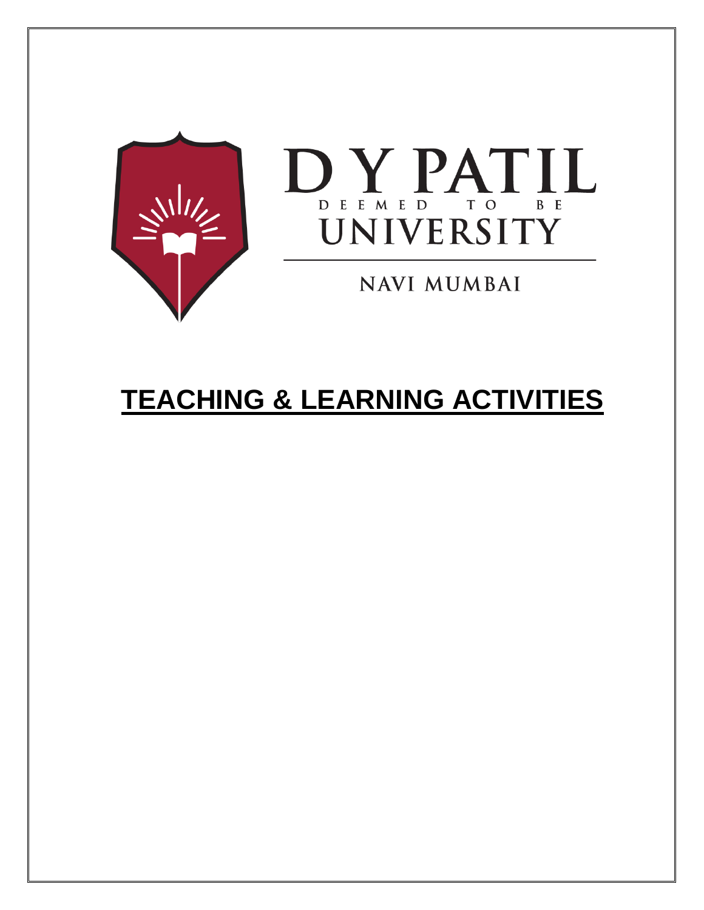D Y PATIL

DEEMED TO BE

UNIVERSITY

NAVI MUMBAI

# TEACHING & LEARNING ACTIVITIES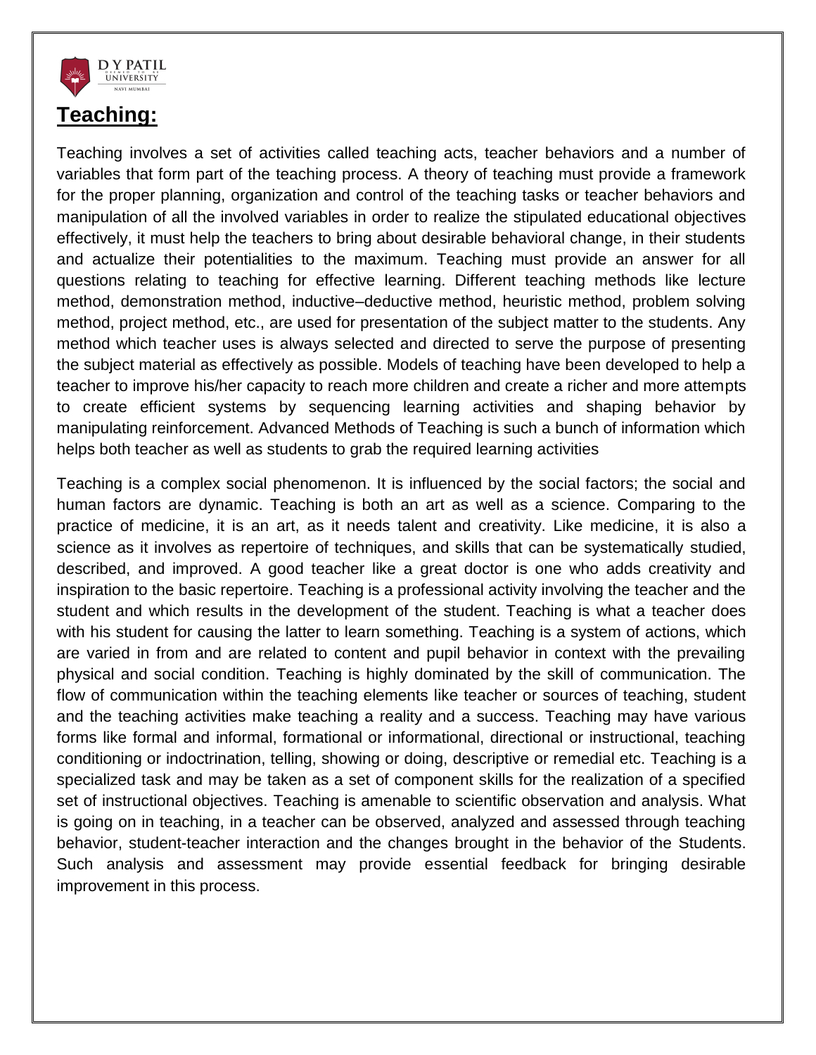## Teaching:

Teaching involves a set of activities called teaching acts, teacher behaviors and a number of variables that form part of the teaching process. A theory of teaching must provide a framework for the proper planning, organization and control of the teaching tasks or teacher behaviors and manipulation of all the involved variables in order to realize the stipulated educational objectives effectively, it must help the teachers to bring about desirable behavioral change, in their students and actualize their potentialities to the maximum. Teaching must provide an answer for all questions relating to teaching for effective learning. Different teaching methods like lecture method, demonstration method, inductive–deductive method, heuristic method, problem solving method, project method, etc., are used for presentation of the subject matter to the students. Any method which teacher uses is always selected and directed to serve the purpose of presenting the subject material as effectively as possible. Models of teaching have been developed to help a teacher to improve his/her capacity to reach more children and create a richer and more attempts to create efficient systems by sequencing learning activities and shaping behavior by manipulating reinforcement. Advanced Methods of Teaching is such a bunch of information which helps both teacher as well as students to grab the required learning activities

Teaching is a complex social phenomenon. It is influenced by the social factors; the social and human factors are dynamic. Teaching is both an art as well as a science. Comparing to the practice of medicine, it is an art, as it needs talent and creativity. Like medicine, it is also a science as it involves as repertoire of techniques, and skills that can be systematically studied, described, and improved. A good teacher like a great doctor is one who adds creativity and inspiration to the basic repertoire. Teaching is a professional activity involving the teacher and the student and which results in the development of the student. Teaching is what a teacher does with his student for causing the latter to learn something. Teaching is a system of actions, which are varied in from and are related to content and pupil behavior in context with the prevailing physical and social condition. Teaching is highly dominated by the skill of communication. The flow of communication within the teaching elements like teacher or sources of teaching, student and the teaching activities make teaching a reality and a success. Teaching may have various forms like formal and informal, formational or informational, directional or instructional, teaching conditioning or indoctrination, telling, showing or doing, descriptive or remedial etc. Teaching is a specialized task and may be taken as a set of component skills for the realization of a specified set of instructional objectives. Teaching is amenable to scientific observation and analysis. What is going on in teaching, in a teacher can be observed, analyzed and assessed through teaching behavior, student-teacher interaction and the changes brought in the behavior of the Students. Such analysis and assessment may provide essential feedback for bringing desirable improvement in this process.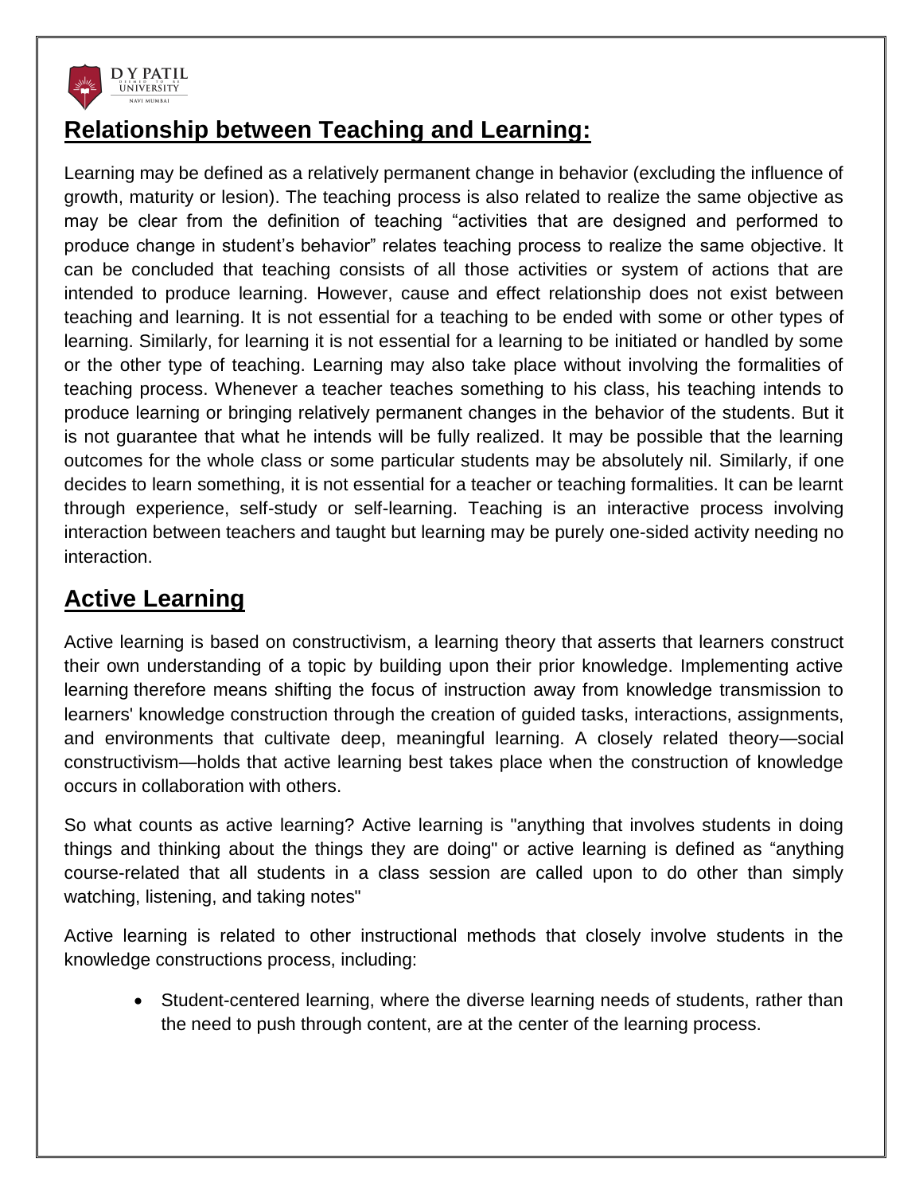## Relationship between Teaching and Learning:

Learning may be defined as a relatively permanent change in behavior (excluding the influence of growth, maturity or lesion). The teaching process is also related to realize the same objective as may be clear from the definition of teaching "activities that are designed and performed to produce change in student's behavior" relates teaching process to realize the same objective. It can be concluded that teaching consists of all those activities or system of actions that are intended to produce learning. However, cause and effect relationship does not exist between teaching and learning. It is not essential for a teaching to be ended with some or other types of learning. Similarly, for learning it is not essential for a learning to be initiated or handled by some or the other type of teaching. Learning may also take place without involving the formalities of teaching process. Whenever a teacher teaches something to his class, his teaching intends to produce learning or bringing relatively permanent changes in the behavior of the students. But it is not guarantee that what he intends will be fully realized. It may be possible that the learning outcomes for the whole class or some particular students may be absolutely nil. Similarly, if one decides to learn something, it is not essential for a teacher or teaching formalities. It can be learnt through experience, self-study or self-learning. Teaching is an interactive process involving interaction between teachers and taught but learning may be purely one-sided activity needing no interaction.

## Active Learning

Active learning is based on constructivism, a learning theory that asserts that learners construct their own understanding of a topic by building upon their prior knowledge. Implementing active learning therefore means shifting the focus of instruction away from knowledge transmission to learners' knowledge construction through the creation of guided tasks, interactions, assignments, and environments that cultivate deep, meaningful learning. A closely related theory—social constructivism—holds that active learning best takes place when the construction of knowledge occurs in collaboration with others.

So what counts as active learning? Active learning is "anything that involves students in doing things and thinking about the things they are doing" or active learning is defined as "anything course-related that all students in a class session are called upon to do other than simply watching, listening, and taking notes"

Active learning is related to other instructional methods that closely involve students in the knowledge constructions process, including:

- Student-centered learning, where the diverse learning needs of students, rather than the need to push through content, are at the center of the learning process.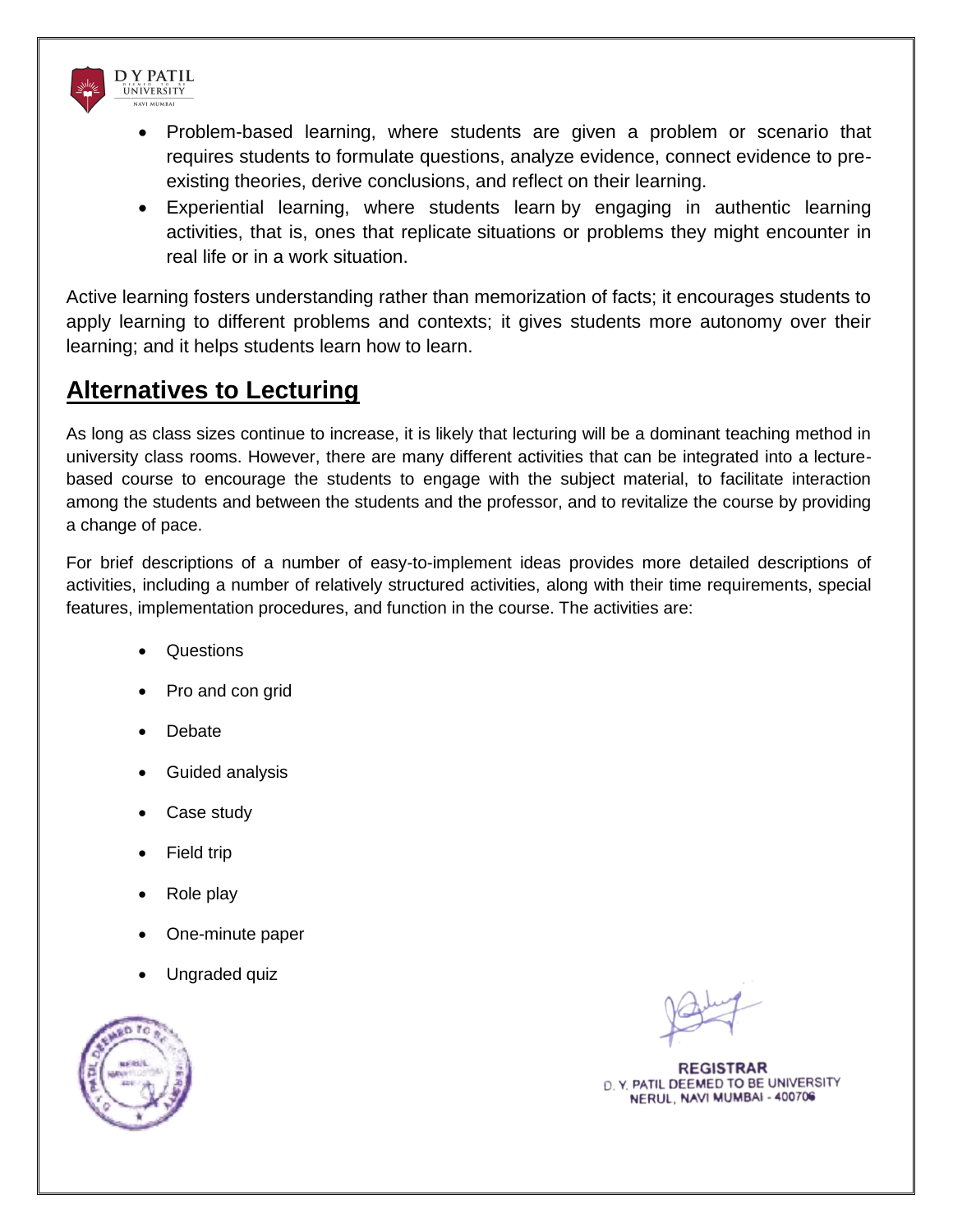- Problem-based learning, where students are given a problem or scenario that requires students to formulate questions, analyze evidence, connect evidence to pre-existing theories, derive conclusions, and reflect on their learning.
- Experiential learning, where students learn by engaging in authentic learning activities, that is, ones that replicate situations or problems they might encounter in real life or in a work situation.

Active learning fosters understanding rather than memorization of facts; it encourages students to apply learning to different problems and contexts; it gives students more autonomy over their learning; and it helps students learn how to learn.

## Alternatives to Lecturing

As long as class sizes continue to increase, it is likely that lecturing will be a dominant teaching method in university class rooms. However, there are many different activities that can be integrated into a lecture-based course to encourage the students to engage with the subject material, to facilitate interaction among the students and between the students and the professor, and to revitalize the course by providing a change of pace.

For brief descriptions of a number of easy-to-implement ideas provides more detailed descriptions of activities, including a number of relatively structured activities, along with their time requirements, special features, implementation procedures, and function in the course. The activities are:

- Questions
- Pro and con grid
- Debate
- Guided analysis
- Case study
- Field trip
- Role play
- One-minute paper
- Ungraded quiz

REGISTRAR
D. Y. PATIL DEEMED TO BE UNIVERSITY
NERUL, NAVI MUMBAI - 400706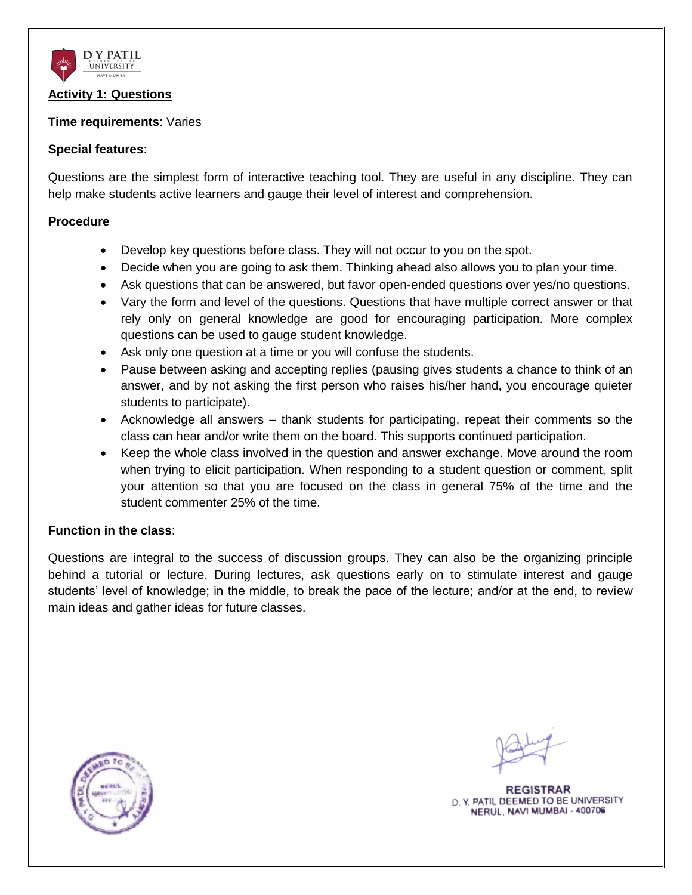## Activity 1: Questions

**Time requirements**: Varies

**Special features**:

Questions are the simplest form of interactive teaching tool. They are useful in any discipline. They can help make students active learners and gauge their level of interest and comprehension.

**Procedure**

- Develop key questions before class. They will not occur to you on the spot.
- Decide when you are going to ask them. Thinking ahead also allows you to plan your time.
- Ask questions that can be answered, but favor open-ended questions over yes/no questions.
- Vary the form and level of the questions. Questions that have multiple correct answer or that rely only on general knowledge are good for encouraging participation. More complex questions can be used to gauge student knowledge.
- Ask only one question at a time or you will confuse the students.
- Pause between asking and accepting replies (pausing gives students a chance to think of an answer, and by not asking the first person who raises his/her hand, you encourage quieter students to participate).
- Acknowledge all answers – thank students for participating, repeat their comments so the class can hear and/or write them on the board. This supports continued participation.
- Keep the whole class involved in the question and answer exchange. Move around the room when trying to elicit participation. When responding to a student question or comment, split your attention so that you are focused on the class in general 75% of the time and the student commenter 25% of the time.

**Function in the class**:

Questions are integral to the success of discussion groups. They can also be the organizing principle behind a tutorial or lecture. During lectures, ask questions early on to stimulate interest and gauge students' level of knowledge; in the middle, to break the pace of the lecture; and/or at the end, to review main ideas and gather ideas for future classes.

REGISTRAR
D. Y. PATIL DEEMED TO BE UNIVERSITY
NERUL, NAVI MUMBAI - 400706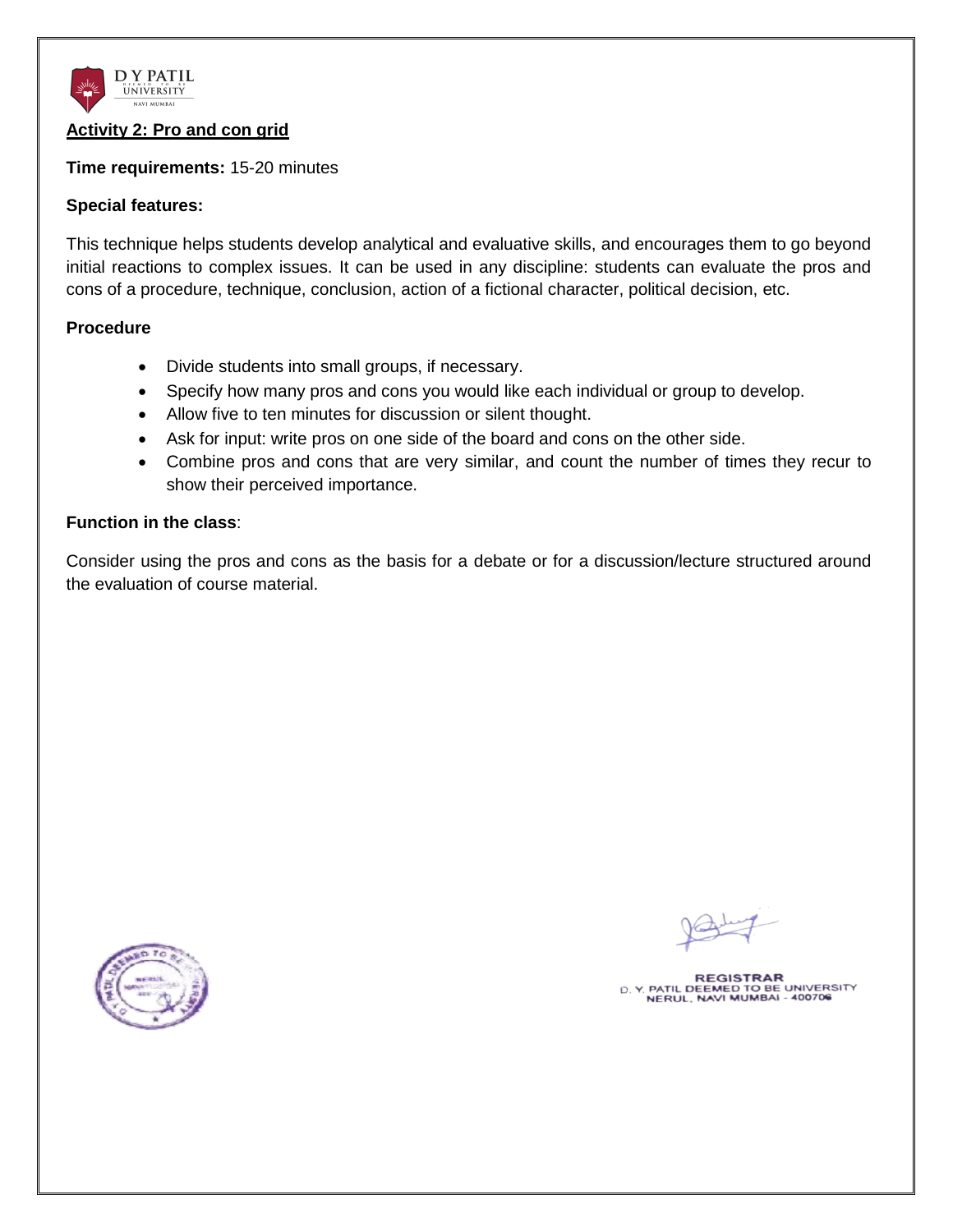## Activity 2: Pro and con grid

**Time requirements:** 15-20 minutes

**Special features:**

This technique helps students develop analytical and evaluative skills, and encourages them to go beyond initial reactions to complex issues. It can be used in any discipline: students can evaluate the pros and cons of a procedure, technique, conclusion, action of a fictional character, political decision, etc.

**Procedure**

- Divide students into small groups, if necessary.
- Specify how many pros and cons you would like each individual or group to develop.
- Allow five to ten minutes for discussion or silent thought.
- Ask for input: write pros on one side of the board and cons on the other side.
- Combine pros and cons that are very similar, and count the number of times they recur to show their perceived importance.

**Function in the class**:

Consider using the pros and cons as the basis for a debate or for a discussion/lecture structured around the evaluation of course material.

REGISTRAR
D. Y. PATIL DEEMED TO BE UNIVERSITY
NERUL, NAVI MUMBAI - 400706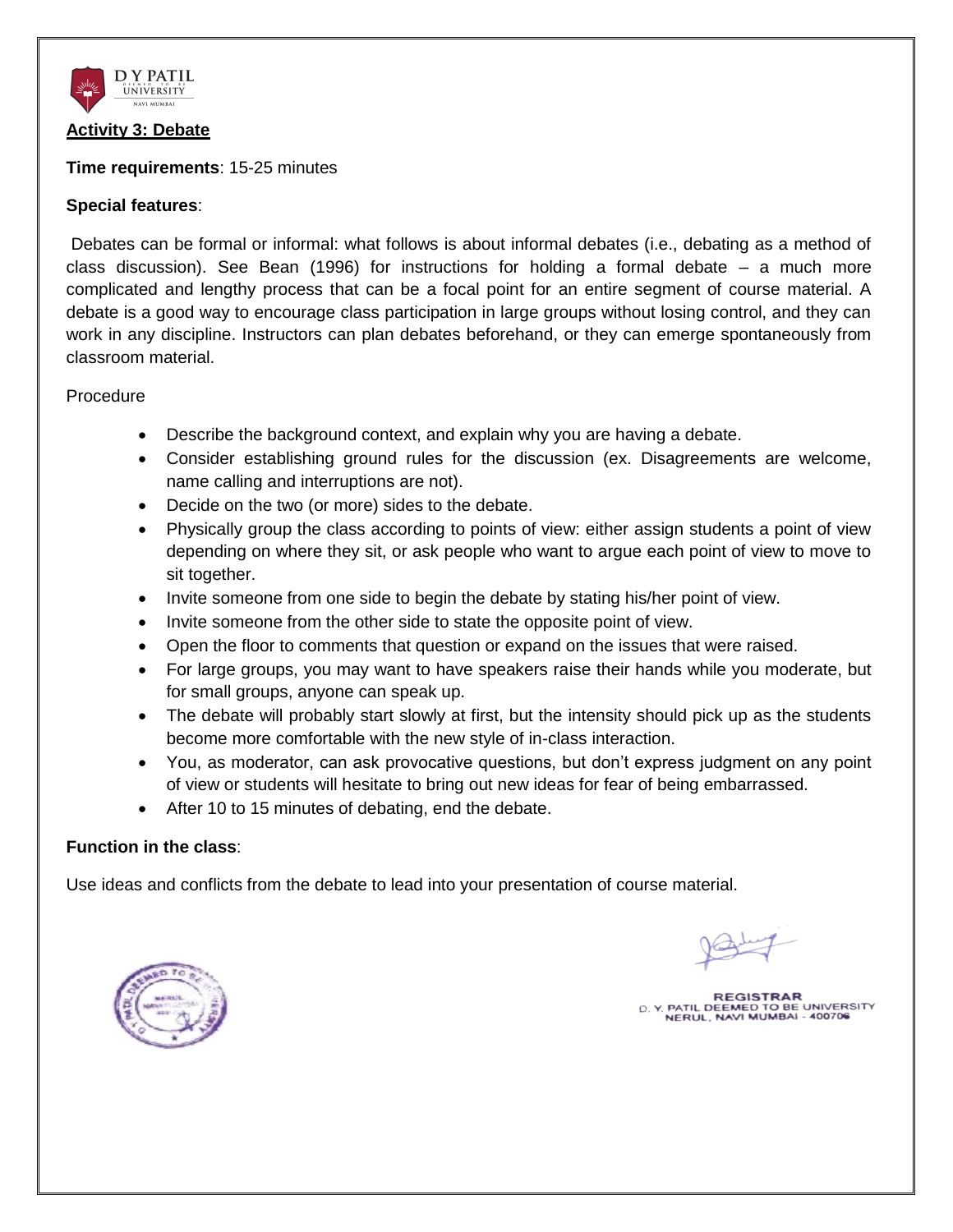**Activity 3: Debate**

**Time requirements**: 15-25 minutes

**Special features**:

Debates can be formal or informal: what follows is about informal debates (i.e., debating as a method of class discussion). See Bean (1996) for instructions for holding a formal debate – a much more complicated and lengthy process that can be a focal point for an entire segment of course material. A debate is a good way to encourage class participation in large groups without losing control, and they can work in any discipline. Instructors can plan debates beforehand, or they can emerge spontaneously from classroom material.

Procedure

- Describe the background context, and explain why you are having a debate.
- Consider establishing ground rules for the discussion (ex. Disagreements are welcome, name calling and interruptions are not).
- Decide on the two (or more) sides to the debate.
- Physically group the class according to points of view: either assign students a point of view depending on where they sit, or ask people who want to argue each point of view to move to sit together.
- Invite someone from one side to begin the debate by stating his/her point of view.
- Invite someone from the other side to state the opposite point of view.
- Open the floor to comments that question or expand on the issues that were raised.
- For large groups, you may want to have speakers raise their hands while you moderate, but for small groups, anyone can speak up.
- The debate will probably start slowly at first, but the intensity should pick up as the students become more comfortable with the new style of in-class interaction.
- You, as moderator, can ask provocative questions, but don't express judgment on any point of view or students will hesitate to bring out new ideas for fear of being embarrassed.
- After 10 to 15 minutes of debating, end the debate.

**Function in the class**:

Use ideas and conflicts from the debate to lead into your presentation of course material.

REGISTRAR
D. Y. PATIL DEEMED TO BE UNIVERSITY
NERUL, NAVI MUMBAI - 400706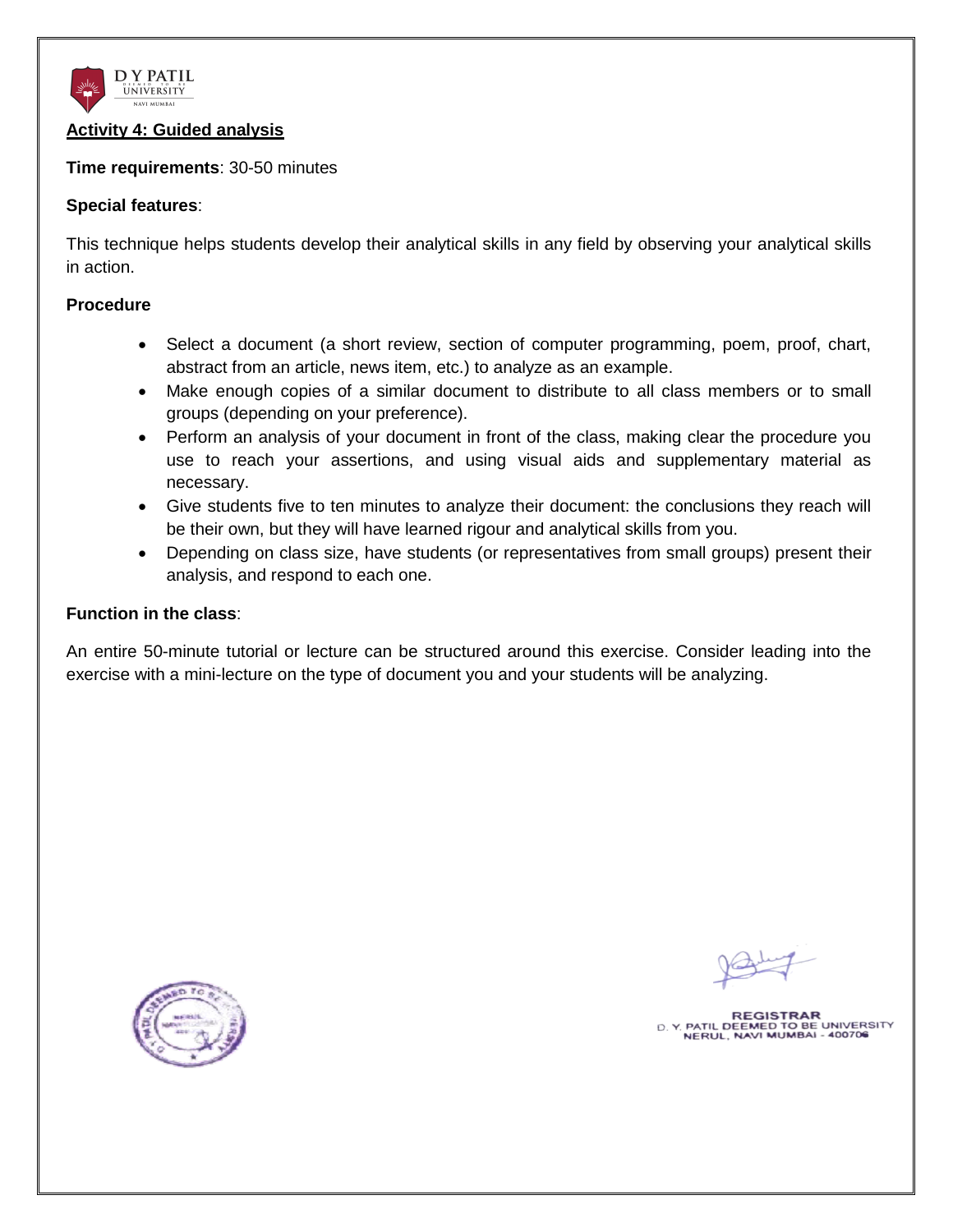## Activity 4: Guided analysis

**Time requirements**: 30-50 minutes

**Special features**:

This technique helps students develop their analytical skills in any field by observing your analytical skills in action.

**Procedure**

- Select a document (a short review, section of computer programming, poem, proof, chart, abstract from an article, news item, etc.) to analyze as an example.
- Make enough copies of a similar document to distribute to all class members or to small groups (depending on your preference).
- Perform an analysis of your document in front of the class, making clear the procedure you use to reach your assertions, and using visual aids and supplementary material as necessary.
- Give students five to ten minutes to analyze their document: the conclusions they reach will be their own, but they will have learned rigour and analytical skills from you.
- Depending on class size, have students (or representatives from small groups) present their analysis, and respond to each one.

**Function in the class**:

An entire 50-minute tutorial or lecture can be structured around this exercise. Consider leading into the exercise with a mini-lecture on the type of document you and your students will be analyzing.

REGISTRAR
D. Y. PATIL DEEMED TO BE UNIVERSITY
NERUL, NAVI MUMBAI - 400706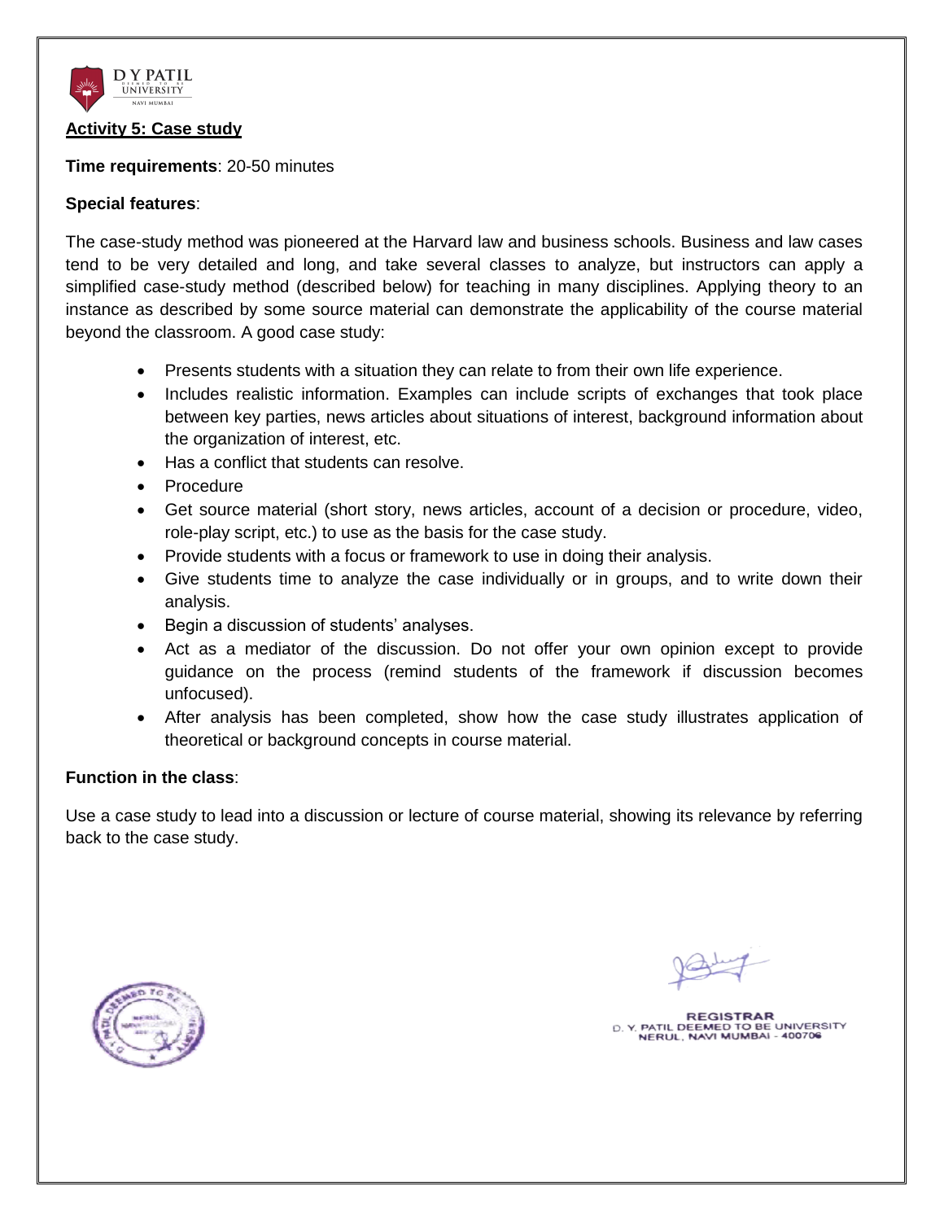**Activity 5: Case study**

**Time requirements**: 20-50 minutes

**Special features**:

The case-study method was pioneered at the Harvard law and business schools. Business and law cases tend to be very detailed and long, and take several classes to analyze, but instructors can apply a simplified case-study method (described below) for teaching in many disciplines. Applying theory to an instance as described by some source material can demonstrate the applicability of the course material beyond the classroom. A good case study:

- Presents students with a situation they can relate to from their own life experience.
- Includes realistic information. Examples can include scripts of exchanges that took place between key parties, news articles about situations of interest, background information about the organization of interest, etc.
- Has a conflict that students can resolve.
- Procedure
- Get source material (short story, news articles, account of a decision or procedure, video, role-play script, etc.) to use as the basis for the case study.
- Provide students with a focus or framework to use in doing their analysis.
- Give students time to analyze the case individually or in groups, and to write down their analysis.
- Begin a discussion of students' analyses.
- Act as a mediator of the discussion. Do not offer your own opinion except to provide guidance on the process (remind students of the framework if discussion becomes unfocused).
- After analysis has been completed, show how the case study illustrates application of theoretical or background concepts in course material.

**Function in the class**:

Use a case study to lead into a discussion or lecture of course material, showing its relevance by referring back to the case study.

REGISTRAR
D. Y. PATIL DEEMED TO BE UNIVERSITY
NERUL, NAVI MUMBAI - 400706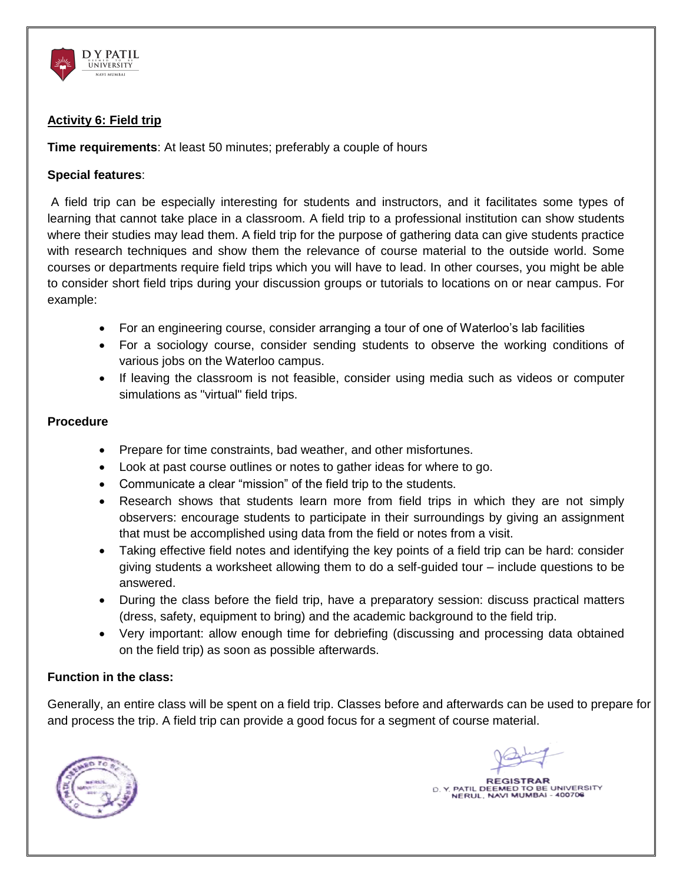## Activity 6: Field trip

**Time requirements**: At least 50 minutes; preferably a couple of hours

**Special features**:

A field trip can be especially interesting for students and instructors, and it facilitates some types of learning that cannot take place in a classroom. A field trip to a professional institution can show students where their studies may lead them. A field trip for the purpose of gathering data can give students practice with research techniques and show them the relevance of course material to the outside world. Some courses or departments require field trips which you will have to lead. In other courses, you might be able to consider short field trips during your discussion groups or tutorials to locations on or near campus. For example:

- For an engineering course, consider arranging a tour of one of Waterloo's lab facilities
- For a sociology course, consider sending students to observe the working conditions of various jobs on the Waterloo campus.
- If leaving the classroom is not feasible, consider using media such as videos or computer simulations as "virtual" field trips.

**Procedure**

- Prepare for time constraints, bad weather, and other misfortunes.
- Look at past course outlines or notes to gather ideas for where to go.
- Communicate a clear "mission" of the field trip to the students.
- Research shows that students learn more from field trips in which they are not simply observers: encourage students to participate in their surroundings by giving an assignment that must be accomplished using data from the field or notes from a visit.
- Taking effective field notes and identifying the key points of a field trip can be hard: consider giving students a worksheet allowing them to do a self-guided tour – include questions to be answered.
- During the class before the field trip, have a preparatory session: discuss practical matters (dress, safety, equipment to bring) and the academic background to the field trip.
- Very important: allow enough time for debriefing (discussing and processing data obtained on the field trip) as soon as possible afterwards.

**Function in the class:**

Generally, an entire class will be spent on a field trip. Classes before and afterwards can be used to prepare for and process the trip. A field trip can provide a good focus for a segment of course material.

REGISTRAR
D. Y. PATIL DEEMED TO BE UNIVERSITY
NERUL, NAVI MUMBAI - 400706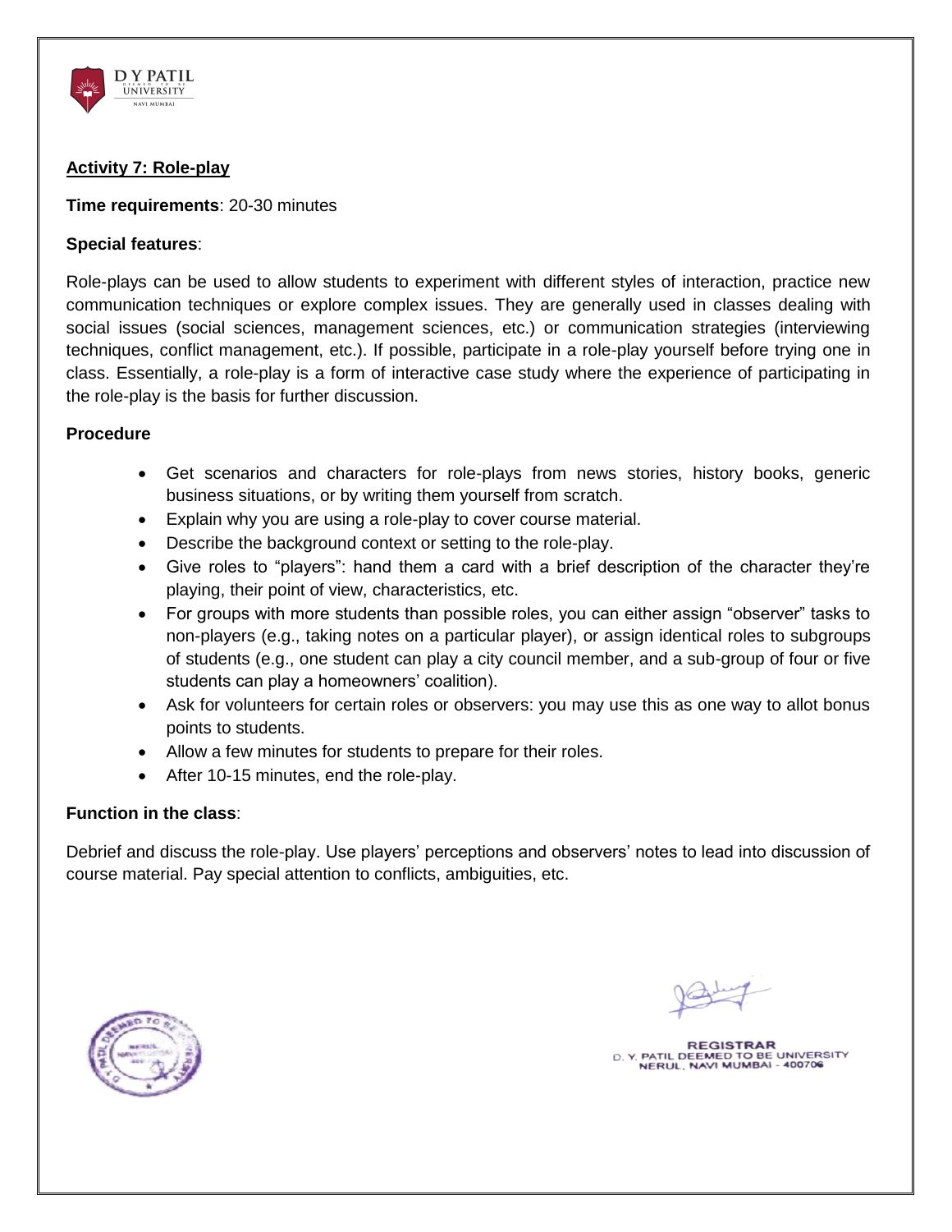## Activity 7: Role-play

**Time requirements**: 20-30 minutes

**Special features**:

Role-plays can be used to allow students to experiment with different styles of interaction, practice new communication techniques or explore complex issues. They are generally used in classes dealing with social issues (social sciences, management sciences, etc.) or communication strategies (interviewing techniques, conflict management, etc.). If possible, participate in a role-play yourself before trying one in class. Essentially, a role-play is a form of interactive case study where the experience of participating in the role-play is the basis for further discussion.

**Procedure**

- Get scenarios and characters for role-plays from news stories, history books, generic business situations, or by writing them yourself from scratch.
- Explain why you are using a role-play to cover course material.
- Describe the background context or setting to the role-play.
- Give roles to "players": hand them a card with a brief description of the character they're playing, their point of view, characteristics, etc.
- For groups with more students than possible roles, you can either assign "observer" tasks to non-players (e.g., taking notes on a particular player), or assign identical roles to subgroups of students (e.g., one student can play a city council member, and a sub-group of four or five students can play a homeowners' coalition).
- Ask for volunteers for certain roles or observers: you may use this as one way to allot bonus points to students.
- Allow a few minutes for students to prepare for their roles.
- After 10-15 minutes, end the role-play.

**Function in the class**:

Debrief and discuss the role-play. Use players' perceptions and observers' notes to lead into discussion of course material. Pay special attention to conflicts, ambiguities, etc.

REGISTRAR
D. Y. PATIL DEEMED TO BE UNIVERSITY
NERUL, NAVI MUMBAI - 400706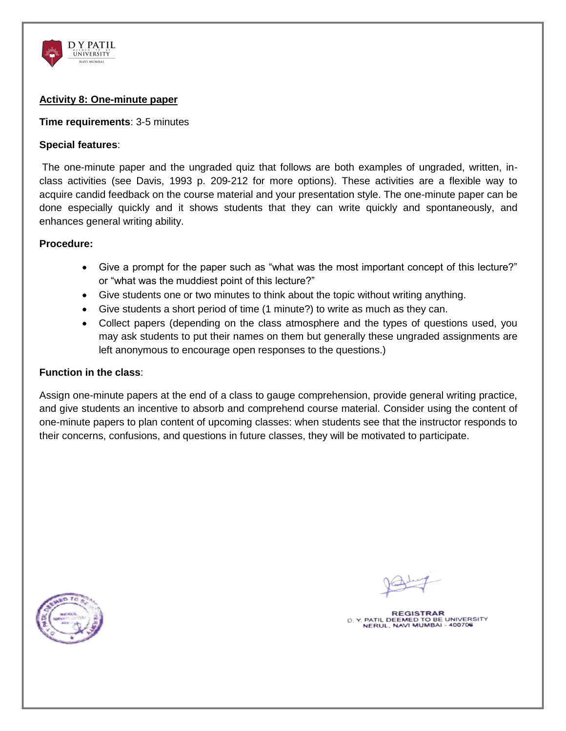**Activity 8: One-minute paper**

**Time requirements**: 3-5 minutes

**Special features**:

The one-minute paper and the ungraded quiz that follows are both examples of ungraded, written, in-class activities (see Davis, 1993 p. 209-212 for more options). These activities are a flexible way to acquire candid feedback on the course material and your presentation style. The one-minute paper can be done especially quickly and it shows students that they can write quickly and spontaneously, and enhances general writing ability.

**Procedure:**

- Give a prompt for the paper such as "what was the most important concept of this lecture?" or "what was the muddiest point of this lecture?"
- Give students one or two minutes to think about the topic without writing anything.
- Give students a short period of time (1 minute?) to write as much as they can.
- Collect papers (depending on the class atmosphere and the types of questions used, you may ask students to put their names on them but generally these ungraded assignments are left anonymous to encourage open responses to the questions.)

**Function in the class**:

Assign one-minute papers at the end of a class to gauge comprehension, provide general writing practice, and give students an incentive to absorb and comprehend course material. Consider using the content of one-minute papers to plan content of upcoming classes: when students see that the instructor responds to their concerns, confusions, and questions in future classes, they will be motivated to participate.

REGISTRAR
D. Y. PATIL DEEMED TO BE UNIVERSITY
NERUL, NAVI MUMBAI - 400706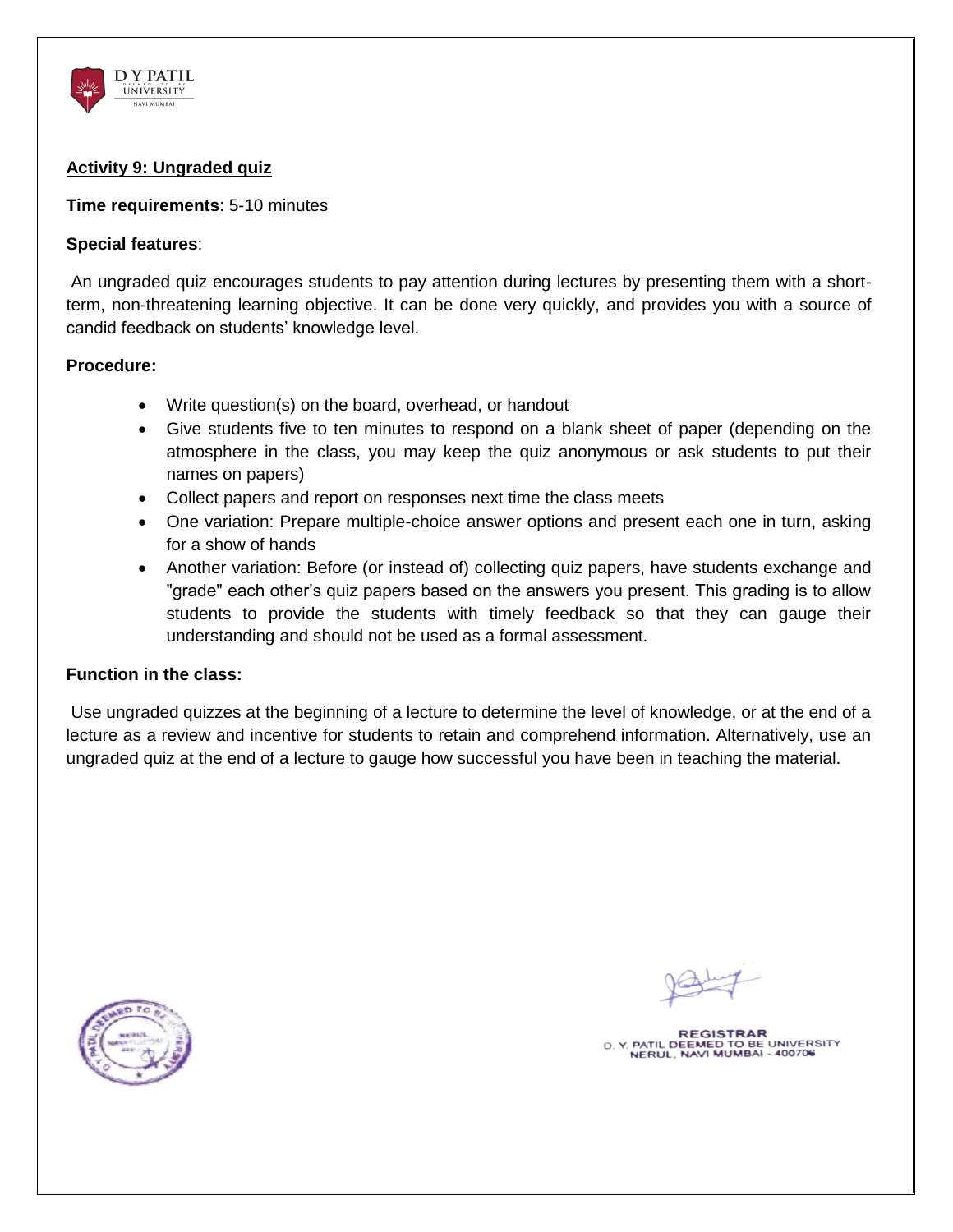**Activity 9: Ungraded quiz**

**Time requirements**: 5-10 minutes

**Special features**:

An ungraded quiz encourages students to pay attention during lectures by presenting them with a short-term, non-threatening learning objective. It can be done very quickly, and provides you with a source of candid feedback on students' knowledge level.

**Procedure:**

- Write question(s) on the board, overhead, or handout
- Give students five to ten minutes to respond on a blank sheet of paper (depending on the atmosphere in the class, you may keep the quiz anonymous or ask students to put their names on papers)
- Collect papers and report on responses next time the class meets
- One variation: Prepare multiple-choice answer options and present each one in turn, asking for a show of hands
- Another variation: Before (or instead of) collecting quiz papers, have students exchange and "grade" each other's quiz papers based on the answers you present. This grading is to allow students to provide the students with timely feedback so that they can gauge their understanding and should not be used as a formal assessment.

**Function in the class:**

Use ungraded quizzes at the beginning of a lecture to determine the level of knowledge, or at the end of a lecture as a review and incentive for students to retain and comprehend information. Alternatively, use an ungraded quiz at the end of a lecture to gauge how successful you have been in teaching the material.

REGISTRAR
D. Y. PATIL DEEMED TO BE UNIVERSITY
NERUL, NAVI MUMBAI - 400706